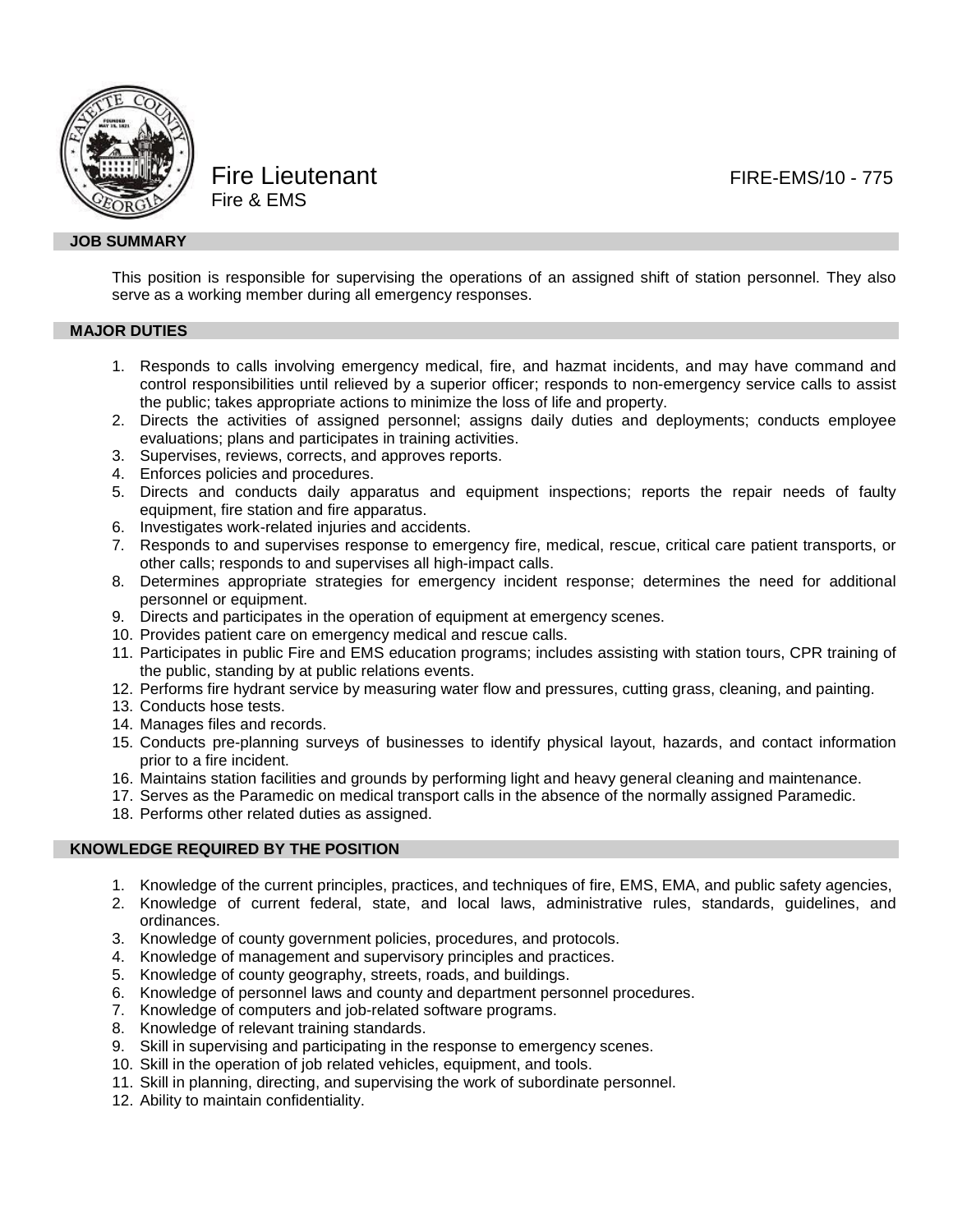# Fire Lieutenant

Fire & EMS

FIRE-EMS/10 - 775

## JOB SUMMARY

This position is responsible for supervising the operations of an assigned shift of station personnel. They also serve as a working member during all emergency responses.

## MAJOR DUTIES

1. Responds to calls involving emergency medical, fire, and hazmat incidents, and may have command and control responsibilities until relieved by a superior officer; responds to non-emergency service calls to assist the public; takes appropriate actions to minimize the loss of life and property.
2. Directs the activities of assigned personnel; assigns daily duties and deployments; conducts employee evaluations; plans and participates in training activities.
3. Supervises, reviews, corrects, and approves reports.
4. Enforces policies and procedures.
5. Directs and conducts daily apparatus and equipment inspections; reports the repair needs of faulty equipment, fire station and fire apparatus.
6. Investigates work-related injuries and accidents.
7. Responds to and supervises response to emergency fire, medical, rescue, critical care patient transports, or other calls; responds to and supervises all high-impact calls.
8. Determines appropriate strategies for emergency incident response; determines the need for additional personnel or equipment.
9. Directs and participates in the operation of equipment at emergency scenes.
10. Provides patient care on emergency medical and rescue calls.
11. Participates in public Fire and EMS education programs; includes assisting with station tours, CPR training of the public, standing by at public relations events.
12. Performs fire hydrant service by measuring water flow and pressures, cutting grass, cleaning, and painting.
13. Conducts hose tests.
14. Manages files and records.
15. Conducts pre-planning surveys of businesses to identify physical layout, hazards, and contact information prior to a fire incident.
16. Maintains station facilities and grounds by performing light and heavy general cleaning and maintenance.
17. Serves as the Paramedic on medical transport calls in the absence of the normally assigned Paramedic.
18. Performs other related duties as assigned.

## KNOWLEDGE REQUIRED BY THE POSITION

1. Knowledge of the current principles, practices, and techniques of fire, EMS, EMA, and public safety agencies,
2. Knowledge of current federal, state, and local laws, administrative rules, standards, guidelines, and ordinances.
3. Knowledge of county government policies, procedures, and protocols.
4. Knowledge of management and supervisory principles and practices.
5. Knowledge of county geography, streets, roads, and buildings.
6. Knowledge of personnel laws and county and department personnel procedures.
7. Knowledge of computers and job-related software programs.
8. Knowledge of relevant training standards.
9. Skill in supervising and participating in the response to emergency scenes.
10. Skill in the operation of job related vehicles, equipment, and tools.
11. Skill in planning, directing, and supervising the work of subordinate personnel.
12. Ability to maintain confidentiality.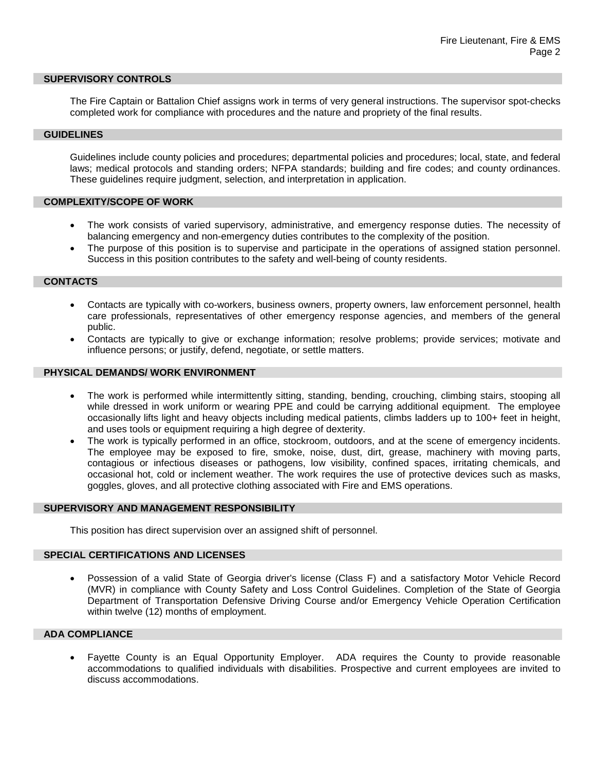## SUPERVISORY CONTROLS

The Fire Captain or Battalion Chief assigns work in terms of very general instructions. The supervisor spot-checks completed work for compliance with procedures and the nature and propriety of the final results.

## GUIDELINES

Guidelines include county policies and procedures; departmental policies and procedures; local, state, and federal laws; medical protocols and standing orders; NFPA standards; building and fire codes; and county ordinances. These guidelines require judgment, selection, and interpretation in application.

## COMPLEXITY/SCOPE OF WORK

- The work consists of varied supervisory, administrative, and emergency response duties. The necessity of balancing emergency and non-emergency duties contributes to the complexity of the position.
- The purpose of this position is to supervise and participate in the operations of assigned station personnel. Success in this position contributes to the safety and well-being of county residents.

## CONTACTS

- Contacts are typically with co-workers, business owners, property owners, law enforcement personnel, health care professionals, representatives of other emergency response agencies, and members of the general public.
- Contacts are typically to give or exchange information; resolve problems; provide services; motivate and influence persons; or justify, defend, negotiate, or settle matters.

## PHYSICAL DEMANDS/ WORK ENVIRONMENT

- The work is performed while intermittently sitting, standing, bending, crouching, climbing stairs, stooping all while dressed in work uniform or wearing PPE and could be carrying additional equipment. The employee occasionally lifts light and heavy objects including medical patients, climbs ladders up to 100+ feet in height, and uses tools or equipment requiring a high degree of dexterity.
- The work is typically performed in an office, stockroom, outdoors, and at the scene of emergency incidents. The employee may be exposed to fire, smoke, noise, dust, dirt, grease, machinery with moving parts, contagious or infectious diseases or pathogens, low visibility, confined spaces, irritating chemicals, and occasional hot, cold or inclement weather. The work requires the use of protective devices such as masks, goggles, gloves, and all protective clothing associated with Fire and EMS operations.

## SUPERVISORY AND MANAGEMENT RESPONSIBILITY

This position has direct supervision over an assigned shift of personnel.

## SPECIAL CERTIFICATIONS AND LICENSES

- Possession of a valid State of Georgia driver's license (Class F) and a satisfactory Motor Vehicle Record (MVR) in compliance with County Safety and Loss Control Guidelines. Completion of the State of Georgia Department of Transportation Defensive Driving Course and/or Emergency Vehicle Operation Certification within twelve (12) months of employment.

## ADA COMPLIANCE

- Fayette County is an Equal Opportunity Employer. ADA requires the County to provide reasonable accommodations to qualified individuals with disabilities. Prospective and current employees are invited to discuss accommodations.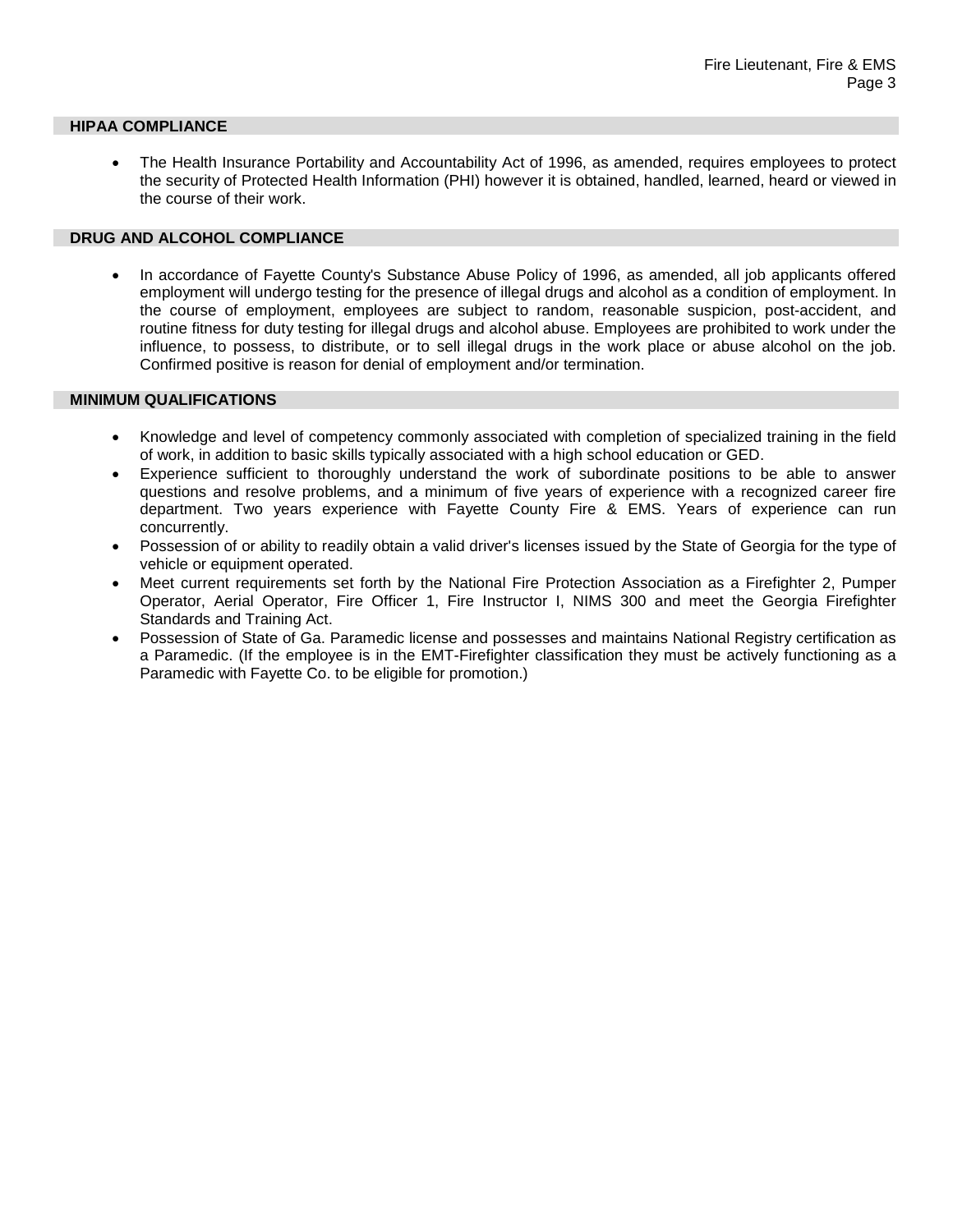## HIPAA COMPLIANCE

- The Health Insurance Portability and Accountability Act of 1996, as amended, requires employees to protect the security of Protected Health Information (PHI) however it is obtained, handled, learned, heard or viewed in the course of their work.

## DRUG AND ALCOHOL COMPLIANCE

- In accordance of Fayette County's Substance Abuse Policy of 1996, as amended, all job applicants offered employment will undergo testing for the presence of illegal drugs and alcohol as a condition of employment. In the course of employment, employees are subject to random, reasonable suspicion, post-accident, and routine fitness for duty testing for illegal drugs and alcohol abuse. Employees are prohibited to work under the influence, to possess, to distribute, or to sell illegal drugs in the work place or abuse alcohol on the job. Confirmed positive is reason for denial of employment and/or termination.

## MINIMUM QUALIFICATIONS

- Knowledge and level of competency commonly associated with completion of specialized training in the field of work, in addition to basic skills typically associated with a high school education or GED.
- Experience sufficient to thoroughly understand the work of subordinate positions to be able to answer questions and resolve problems, and a minimum of five years of experience with a recognized career fire department. Two years experience with Fayette County Fire & EMS. Years of experience can run concurrently.
- Possession of or ability to readily obtain a valid driver's licenses issued by the State of Georgia for the type of vehicle or equipment operated.
- Meet current requirements set forth by the National Fire Protection Association as a Firefighter 2, Pumper Operator, Aerial Operator, Fire Officer 1, Fire Instructor I, NIMS 300 and meet the Georgia Firefighter Standards and Training Act.
- Possession of State of Ga. Paramedic license and possesses and maintains National Registry certification as a Paramedic. (If the employee is in the EMT-Firefighter classification they must be actively functioning as a Paramedic with Fayette Co. to be eligible for promotion.)